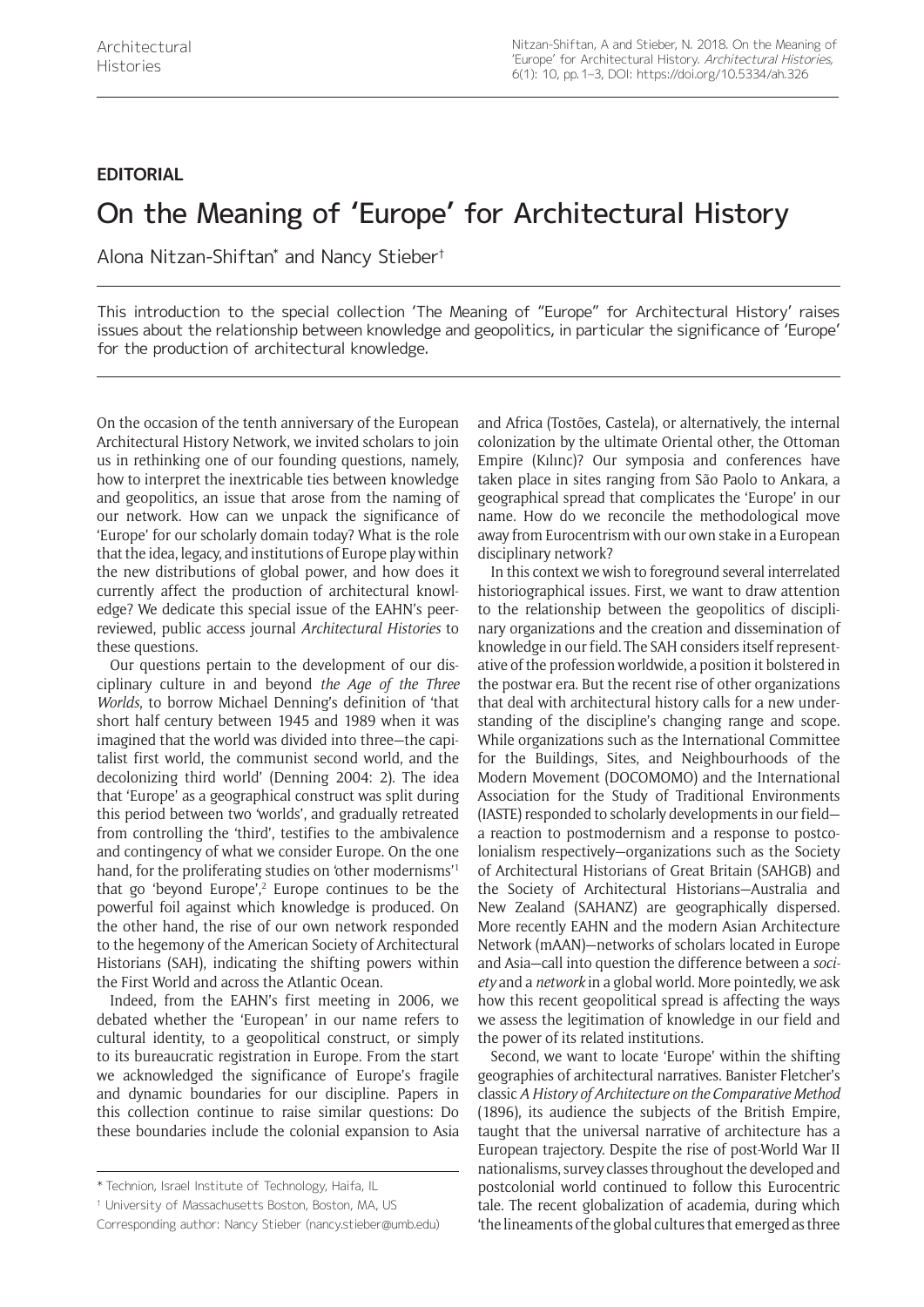**EDITORIAL**

# On the Meaning of 'Europe' for Architectural History

Alona Nitzan-Shiftan* and Nancy Stieber†

This introduction to the special collection 'The Meaning of "Europe" for Architectural History' raises issues about the relationship between knowledge and geopolitics, in particular the significance of 'Europe' for the production of architectural knowledge.

On the occasion of the tenth anniversary of the European Architectural History Network, we invited scholars to join us in rethinking one of our founding questions, namely, how to interpret the inextricable ties between knowledge and geopolitics, an issue that arose from the naming of our network. How can we unpack the significance of 'Europe' for our scholarly domain today? What is the role that the idea, legacy, and institutions of Europe play within the new distributions of global power, and how does it currently affect the production of architectural knowledge? We dedicate this special issue of the EAHN's peer-reviewed, public access journal *Architectural Histories* to these questions.

Our questions pertain to the development of our disciplinary culture in and beyond *the Age of the Three Worlds*, to borrow Michael Denning's definition of 'that short half century between 1945 and 1989 when it was imagined that the world was divided into three—the capitalist first world, the communist second world, and the decolonizing third world' (Denning 2004: 2). The idea that 'Europe' as a geographical construct was split during this period between two 'worlds', and gradually retreated from controlling the 'third', testifies to the ambivalence and contingency of what we consider Europe. On the one hand, for the proliferating studies on 'other modernisms'[1] that go 'beyond Europe',[2] Europe continues to be the powerful foil against which knowledge is produced. On the other hand, the rise of our own network responded to the hegemony of the American Society of Architectural Historians (SAH), indicating the shifting powers within the First World and across the Atlantic Ocean.

Indeed, from the EAHN's first meeting in 2006, we debated whether the 'European' in our name refers to cultural identity, to a geopolitical construct, or simply to its bureaucratic registration in Europe. From the start we acknowledged the significance of Europe's fragile and dynamic boundaries for our discipline. Papers in this collection continue to raise similar questions: Do these boundaries include the colonial expansion to Asia and Africa (Tostões, Castela), or alternatively, the internal colonization by the ultimate Oriental other, the Ottoman Empire (Kılınc)? Our symposia and conferences have taken place in sites ranging from São Paolo to Ankara, a geographical spread that complicates the 'Europe' in our name. How do we reconcile the methodological move away from Eurocentrism with our own stake in a European disciplinary network?

In this context we wish to foreground several interrelated historiographical issues. First, we want to draw attention to the relationship between the geopolitics of disciplinary organizations and the creation and dissemination of knowledge in our field. The SAH considers itself representative of the profession worldwide, a position it bolstered in the postwar era. But the recent rise of other organizations that deal with architectural history calls for a new understanding of the discipline's changing range and scope. While organizations such as the International Committee for the Buildings, Sites, and Neighbourhoods of the Modern Movement (DOCOMOMO) and the International Association for the Study of Traditional Environments (IASTE) responded to scholarly developments in our field—a reaction to postmodernism and a response to postcolonialism respectively—organizations such as the Society of Architectural Historians of Great Britain (SAHGB) and the Society of Architectural Historians—Australia and New Zealand (SAHANZ) are geographically dispersed. More recently EAHN and the modern Asian Architecture Network (mAAN)—networks of scholars located in Europe and Asia—call into question the difference between a *society* and a *network* in a global world. More pointedly, we ask how this recent geopolitical spread is affecting the ways we assess the legitimation of knowledge in our field and the power of its related institutions.

Second, we want to locate 'Europe' within the shifting geographies of architectural narratives. Banister Fletcher's classic *A History of Architecture on the Comparative Method* (1896), its audience the subjects of the British Empire, taught that the universal narrative of architecture has a European trajectory. Despite the rise of post-World War II nationalisms, survey classes throughout the developed and postcolonial world continued to follow this Eurocentric tale. The recent globalization of academia, during which 'the lineaments of the global cultures that emerged as three

\* Technion, Israel Institute of Technology, Haifa, IL

† University of Massachusetts Boston, Boston, MA, US

Corresponding author: Nancy Stieber (nancy.stieber@umb.edu)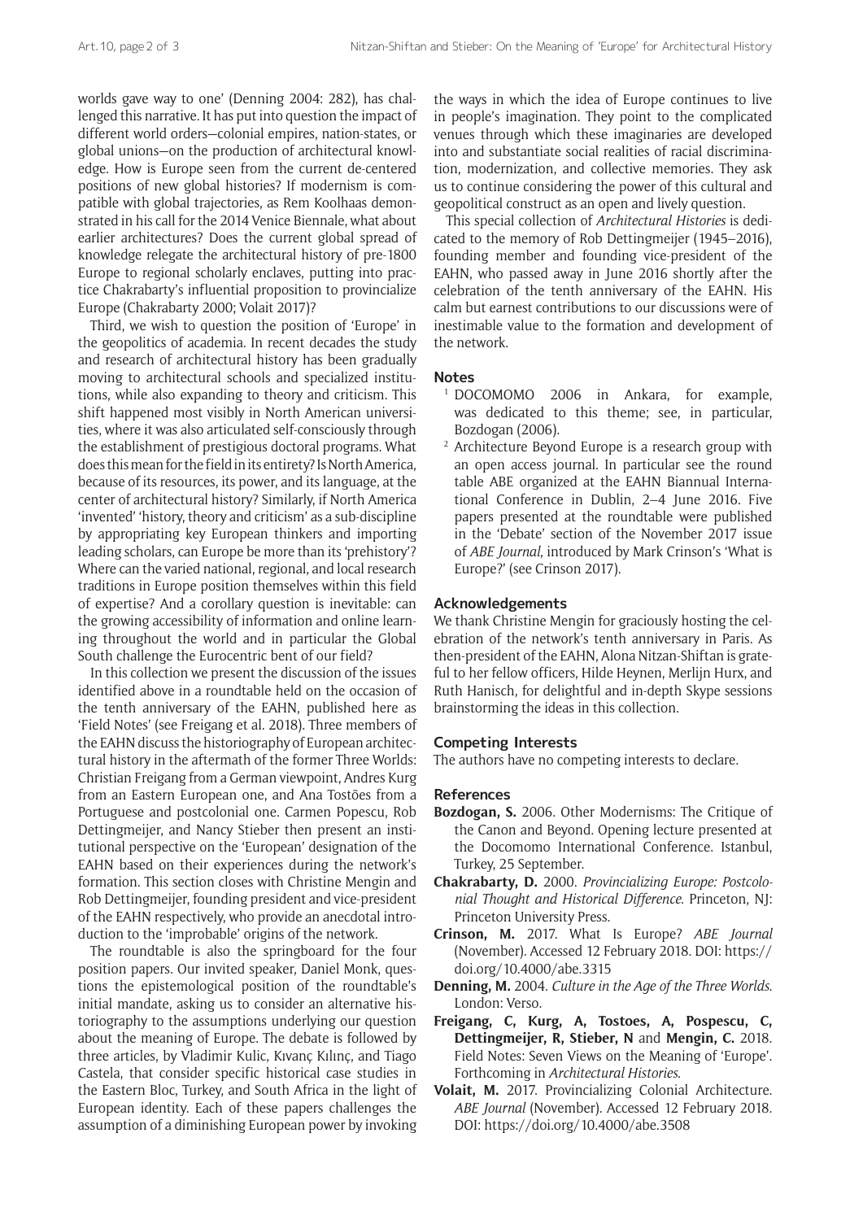worlds gave way to one' (Denning 2004: 282), has challenged this narrative. It has put into question the impact of different world orders—colonial empires, nation-states, or global unions—on the production of architectural knowledge. How is Europe seen from the current de-centered positions of new global histories? If modernism is compatible with global trajectories, as Rem Koolhaas demonstrated in his call for the 2014 Venice Biennale, what about earlier architectures? Does the current global spread of knowledge relegate the architectural history of pre-1800 Europe to regional scholarly enclaves, putting into practice Chakrabarty's influential proposition to provincialize Europe (Chakrabarty 2000; Volait 2017)?

Third, we wish to question the position of 'Europe' in the geopolitics of academia. In recent decades the study and research of architectural history has been gradually moving to architectural schools and specialized institutions, while also expanding to theory and criticism. This shift happened most visibly in North American universities, where it was also articulated self-consciously through the establishment of prestigious doctoral programs. What does this mean for the field in its entirety? Is North America, because of its resources, its power, and its language, at the center of architectural history? Similarly, if North America 'invented' 'history, theory and criticism' as a sub-discipline by appropriating key European thinkers and importing leading scholars, can Europe be more than its 'prehistory'? Where can the varied national, regional, and local research traditions in Europe position themselves within this field of expertise? And a corollary question is inevitable: can the growing accessibility of information and online learning throughout the world and in particular the Global South challenge the Eurocentric bent of our field?

In this collection we present the discussion of the issues identified above in a roundtable held on the occasion of the tenth anniversary of the EAHN, published here as 'Field Notes' (see Freigang et al. 2018). Three members of the EAHN discuss the historiography of European architectural history in the aftermath of the former Three Worlds: Christian Freigang from a German viewpoint, Andres Kurg from an Eastern European one, and Ana Tostões from a Portuguese and postcolonial one. Carmen Popescu, Rob Dettingmeijer, and Nancy Stieber then present an institutional perspective on the 'European' designation of the EAHN based on their experiences during the network's formation. This section closes with Christine Mengin and Rob Dettingmeijer, founding president and vice-president of the EAHN respectively, who provide an anecdotal introduction to the 'improbable' origins of the network.

The roundtable is also the springboard for the four position papers. Our invited speaker, Daniel Monk, questions the epistemological position of the roundtable's initial mandate, asking us to consider an alternative historiography to the assumptions underlying our question about the meaning of Europe. The debate is followed by three articles, by Vladimir Kulic, Kıvanç Kılınç, and Tiago Castela, that consider specific historical case studies in the Eastern Bloc, Turkey, and South Africa in the light of European identity. Each of these papers challenges the assumption of a diminishing European power by invoking the ways in which the idea of Europe continues to live in people's imagination. They point to the complicated venues through which these imaginaries are developed into and substantiate social realities of racial discrimination, modernization, and collective memories. They ask us to continue considering the power of this cultural and geopolitical construct as an open and lively question.

This special collection of *Architectural Histories* is dedicated to the memory of Rob Dettingmeijer (1945–2016), founding member and founding vice-president of the EAHN, who passed away in June 2016 shortly after the celebration of the tenth anniversary of the EAHN. His calm but earnest contributions to our discussions were of inestimable value to the formation and development of the network.

## Notes

[1] DOCOMOMO 2006 in Ankara, for example, was dedicated to this theme; see, in particular, Bozdogan (2006).

[2] Architecture Beyond Europe is a research group with an open access journal. In particular see the round table ABE organized at the EAHN Biannual International Conference in Dublin, 2–4 June 2016. Five papers presented at the roundtable were published in the 'Debate' section of the November 2017 issue of *ABE Journal*, introduced by Mark Crinson's 'What is Europe?' (see Crinson 2017).

## Acknowledgements

We thank Christine Mengin for graciously hosting the celebration of the network's tenth anniversary in Paris. As then-president of the EAHN, Alona Nitzan-Shiftan is grateful to her fellow officers, Hilde Heynen, Merlijn Hurx, and Ruth Hanisch, for delightful and in-depth Skype sessions brainstorming the ideas in this collection.

## Competing Interests

The authors have no competing interests to declare.

## References

**Bozdogan, S.** 2006. Other Modernisms: The Critique of the Canon and Beyond. Opening lecture presented at the Docomomo International Conference. Istanbul, Turkey, 25 September.

**Chakrabarty, D.** 2000. *Provincializing Europe: Postcolonial Thought and Historical Difference*. Princeton, NJ: Princeton University Press.

**Crinson, M.** 2017. What Is Europe? *ABE Journal* (November). Accessed 12 February 2018. DOI: https://doi.org/10.4000/abe.3315

**Denning, M.** 2004. *Culture in the Age of the Three Worlds*. London: Verso.

**Freigang, C, Kurg, A, Tostoes, A, Pospescu, C, Dettingmeijer, R, Stieber, N** and **Mengin, C.** 2018. Field Notes: Seven Views on the Meaning of 'Europe'. Forthcoming in *Architectural Histories*.

**Volait, M.** 2017. Provincializing Colonial Architecture. *ABE Journal* (November). Accessed 12 February 2018. DOI: https://doi.org/10.4000/abe.3508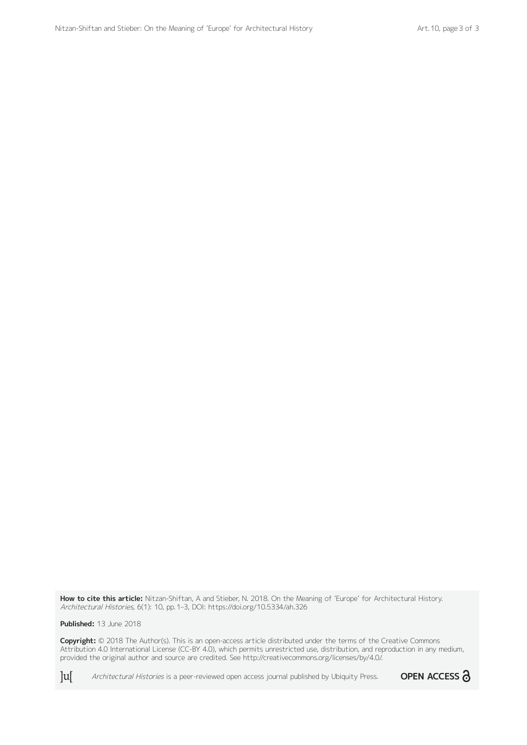**How to cite this article:** Nitzan-Shiftan, A and Stieber, N. 2018. On the Meaning of 'Europe' for Architectural History. *Architectural Histories,* 6(1): 10, pp. 1–3, DOI: https://doi.org/10.5334/ah.326

**Published:** 13 June 2018

**Copyright:** © 2018 The Author(s). This is an open-access article distributed under the terms of the Creative Commons Attribution 4.0 International License (CC-BY 4.0), which permits unrestricted use, distribution, and reproduction in any medium, provided the original author and source are credited. See http://creativecommons.org/licenses/by/4.0/.

*Architectural Histories* is a peer-reviewed open access journal published by Ubiquity Press.

**OPEN ACCESS**